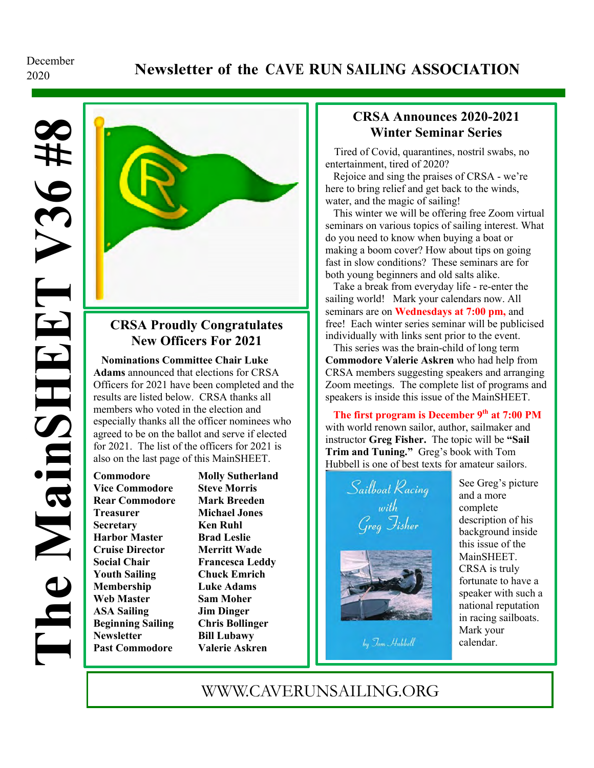December 2020

# Newsletter of the CAVE RUN SAILING ASSOCIATION

# The MainSHEET V36 #8

## CRSA Proudly Congratulates New Officers For 2021

**Nominations Committee Chair Luke Adams** announced that elections for CRSA Officers for 2021 have been completed and the results are listed below. CRSA thanks all members who voted in the election and especially thanks all the officer nominees who agreed to be on the ballot and serve if elected for 2021. The list of the officers for 2021 is also on the last page of this MainSHEET.

| | |
|---|---|
| **Commodore** | **Molly Sutherland** |
| **Vice Commodore** | **Steve Morris** |
| **Rear Commodore** | **Mark Breeden** |
| **Treasurer** | **Michael Jones** |
| **Secretary** | **Ken Ruhl** |
| **Harbor Master** | **Brad Leslie** |
| **Cruise Director** | **Merritt Wade** |
| **Social Chair** | **Francesca Leddy** |
| **Youth Sailing** | **Chuck Emrich** |
| **Membership** | **Luke Adams** |
| **Web Master** | **Sam Moher** |
| **ASA Sailing** | **Jim Dinger** |
| **Beginning Sailing** | **Chris Bollinger** |
| **Newsletter** | **Bill Lubawy** |
| **Past Commodore** | **Valerie Askren** |

## CRSA Announces 2020-2021 Winter Seminar Series

Tired of Covid, quarantines, nostril swabs, no entertainment, tired of 2020?

Rejoice and sing the praises of CRSA - we're here to bring relief and get back to the winds, water, and the magic of sailing!

This winter we will be offering free Zoom virtual seminars on various topics of sailing interest. What do you need to know when buying a boat or making a boom cover? How about tips on going fast in slow conditions? These seminars are for both young beginners and old salts alike.

Take a break from everyday life - re-enter the sailing world! Mark your calendars now. All seminars are on **Wednesdays at 7:00 pm,** and free! Each winter series seminar will be publicised individually with links sent prior to the event.

This series was the brain-child of long term **Commodore Valerie Askren** who had help from CRSA members suggesting speakers and arranging Zoom meetings. The complete list of programs and speakers is inside this issue of the MainSHEET.

**The first program is December 9th at 7:00 PM** with world renown sailor, author, sailmaker and instructor **Greg Fisher.** The topic will be **"Sail Trim and Tuning."** Greg's book with Tom Hubbell is one of best texts for amateur sailors.

Sailboat Racing with Greg Fisher — by Tom Hubbell

See Greg's picture and a more complete description of his background inside this issue of the MainSHEET. CRSA is truly fortunate to have a speaker with such a national reputation in racing sailboats. Mark your calendar.

WWW.CAVERUNSAILING.ORG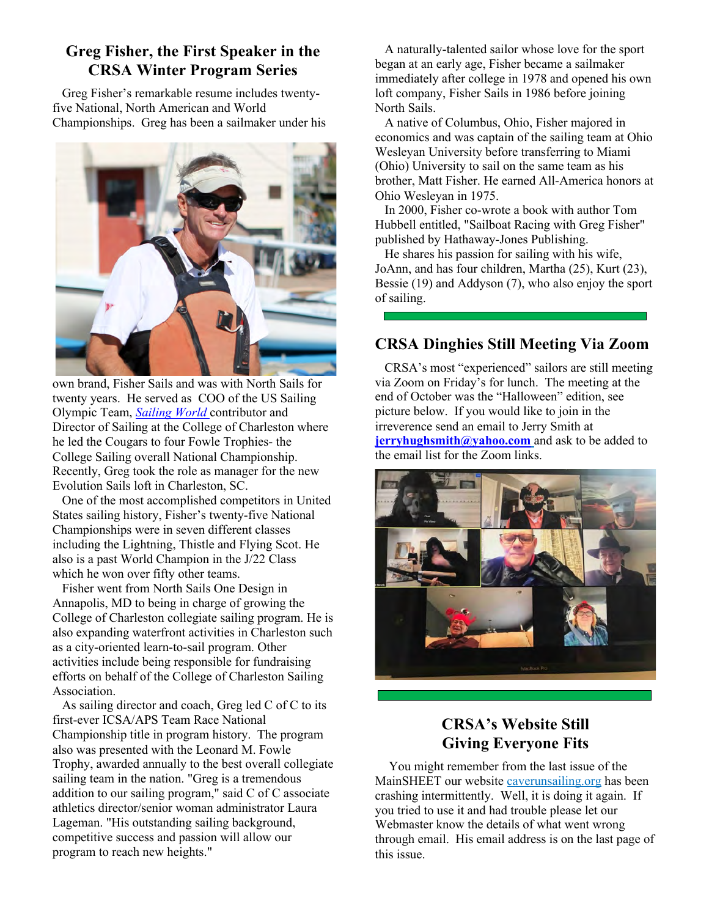## Greg Fisher, the First Speaker in the CRSA Winter Program Series

Greg Fisher's remarkable resume includes twenty-five National, North American and World Championships. Greg has been a sailmaker under his own brand, Fisher Sails and was with North Sails for twenty years. He served as COO of the US Sailing Olympic Team, *Sailing World* contributor and Director of Sailing at the College of Charleston where he led the Cougars to four Fowle Trophies- the College Sailing overall National Championship. Recently, Greg took the role as manager for the new Evolution Sails loft in Charleston, SC.

One of the most accomplished competitors in United States sailing history, Fisher's twenty-five National Championships were in seven different classes including the Lightning, Thistle and Flying Scot. He also is a past World Champion in the J/22 Class which he won over fifty other teams.

Fisher went from North Sails One Design in Annapolis, MD to being in charge of growing the College of Charleston collegiate sailing program. He is also expanding waterfront activities in Charleston such as a city-oriented learn-to-sail program. Other activities include being responsible for fundraising efforts on behalf of the College of Charleston Sailing Association.

As sailing director and coach, Greg led C of C to its first-ever ICSA/APS Team Race National Championship title in program history. The program also was presented with the Leonard M. Fowle Trophy, awarded annually to the best overall collegiate sailing team in the nation. "Greg is a tremendous addition to our sailing program," said C of C associate athletics director/senior woman administrator Laura Lageman. "His outstanding sailing background, competitive success and passion will allow our program to reach new heights."

A naturally-talented sailor whose love for the sport began at an early age, Fisher became a sailmaker immediately after college in 1978 and opened his own loft company, Fisher Sails in 1986 before joining North Sails.

A native of Columbus, Ohio, Fisher majored in economics and was captain of the sailing team at Ohio Wesleyan University before transferring to Miami (Ohio) University to sail on the same team as his brother, Matt Fisher. He earned All-America honors at Ohio Wesleyan in 1975.

In 2000, Fisher co-wrote a book with author Tom Hubbell entitled, "Sailboat Racing with Greg Fisher" published by Hathaway-Jones Publishing.

He shares his passion for sailing with his wife, JoAnn, and has four children, Martha (25), Kurt (23), Bessie (19) and Addyson (7), who also enjoy the sport of sailing.

## CRSA Dinghies Still Meeting Via Zoom

CRSA's most "experienced" sailors are still meeting via Zoom on Friday's for lunch. The meeting at the end of October was the "Halloween" edition, see picture below. If you would like to join in the irreverence send an email to Jerry Smith at **jerryhughsmith@yahoo.com** and ask to be added to the email list for the Zoom links.

## CRSA's Website Still Giving Everyone Fits

You might remember from the last issue of the MainSHEET our website caverunsailing.org has been crashing intermittently. Well, it is doing it again. If you tried to use it and had trouble please let our Webmaster know the details of what went wrong through email. His email address is on the last page of this issue.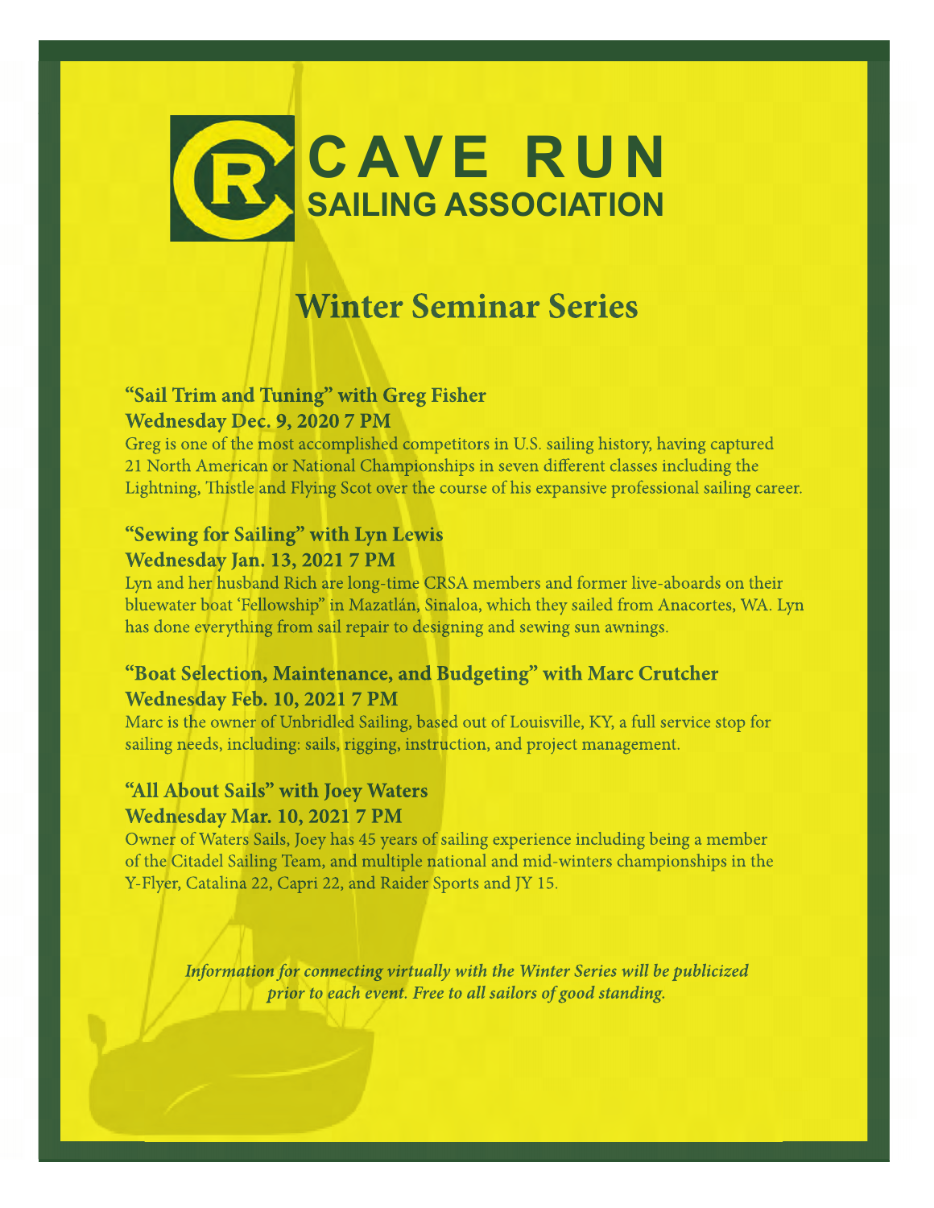# CAVE RUN SAILING ASSOCIATION

## Winter Seminar Series

### "Sail Trim and Tuning" with Greg Fisher
**Wednesday Dec. 9, 2020 7 PM**

Greg is one of the most accomplished competitors in U.S. sailing history, having captured 21 North American or National Championships in seven different classes including the Lightning, Thistle and Flying Scot over the course of his expansive professional sailing career.

### "Sewing for Sailing" with Lyn Lewis
**Wednesday Jan. 13, 2021 7 PM**

Lyn and her husband Rich are long-time CRSA members and former live-aboards on their bluewater boat 'Fellowship" in Mazatlán, Sinaloa, which they sailed from Anacortes, WA. Lyn has done everything from sail repair to designing and sewing sun awnings.

### "Boat Selection, Maintenance, and Budgeting" with Marc Crutcher
**Wednesday Feb. 10, 2021 7 PM**

Marc is the owner of Unbridled Sailing, based out of Louisville, KY, a full service stop for sailing needs, including: sails, rigging, instruction, and project management.

### "All About Sails" with Joey Waters
**Wednesday Mar. 10, 2021 7 PM**

Owner of Waters Sails, Joey has 45 years of sailing experience including being a member of the Citadel Sailing Team, and multiple national and mid-winters championships in the Y-Flyer, Catalina 22, Capri 22, and Raider Sports and JY 15.

***Information for connecting virtually with the Winter Series will be publicized prior to each event. Free to all sailors of good standing.***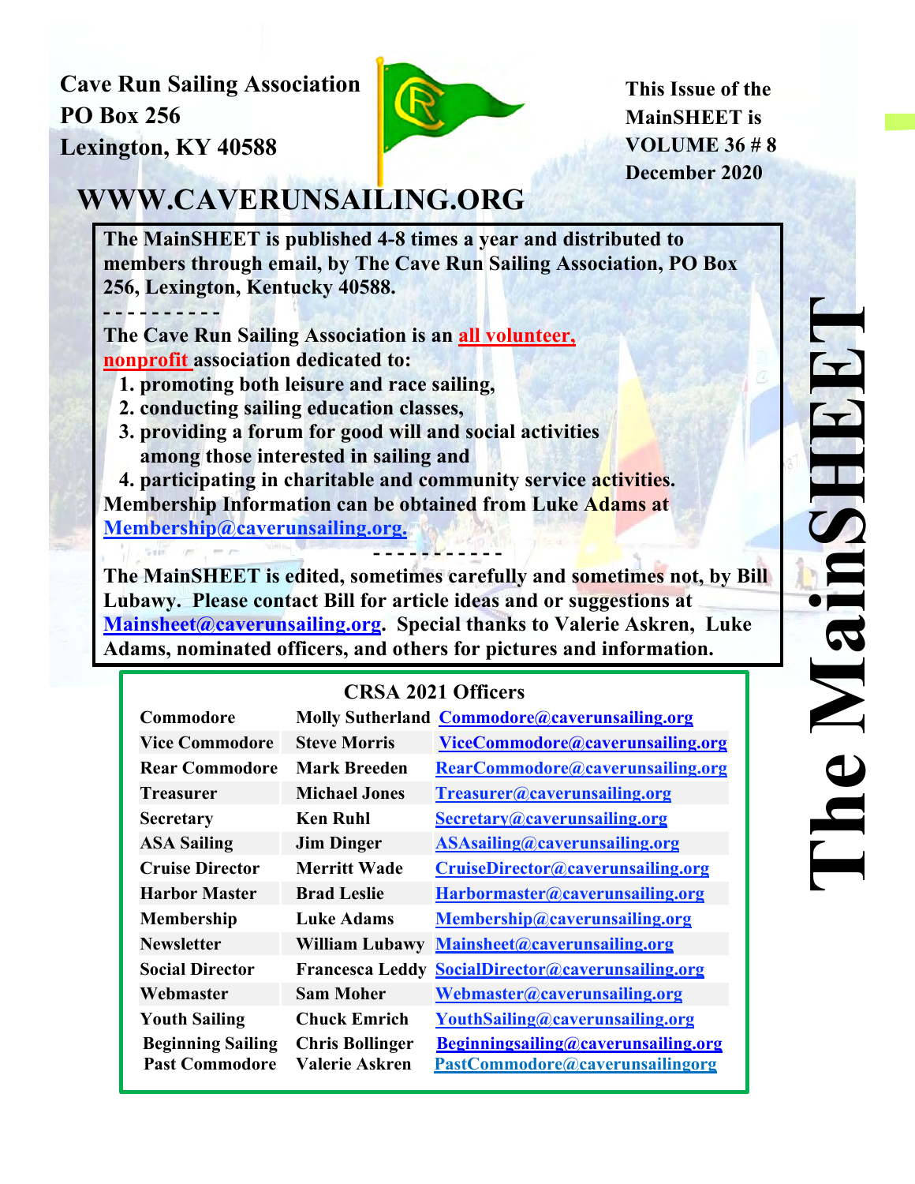**Cave Run Sailing Association**
**PO Box 256**
**Lexington, KY 40588**

**This Issue of the MainSHEET is VOLUME 36 # 8**
**December 2020**

# WWW.CAVERUNSAILING.ORG

# The MainSHEET

**The MainSHEET is published 4-8 times a year and distributed to members through email, by The Cave Run Sailing Association, PO Box 256, Lexington, Kentucky 40588.**

**- - - - - - - - - -**

**The Cave Run Sailing Association is an all volunteer, nonprofit association dedicated to:**

1. **promoting both leisure and race sailing,**
2. **conducting sailing education classes,**
3. **providing a forum for good will and social activities among those interested in sailing and**
4. **participating in charitable and community service activities.**

**Membership Information can be obtained from Luke Adams at Membership@caverunsailing.org.**

**- - - - - - - - - - -**

**The MainSHEET is edited, sometimes carefully and sometimes not, by Bill Lubawy. Please contact Bill for article ideas and or suggestions at Mainsheet@caverunsailing.org. Special thanks to Valerie Askren, Luke Adams, nominated officers, and others for pictures and information.**

## CRSA 2021 Officers

| | | |
|---|---|---|
| Commodore | Molly Sutherland | Commodore@caverunsailing.org |
| Vice Commodore | Steve Morris | ViceCommodore@caverunsailing.org |
| Rear Commodore | Mark Breeden | RearCommodore@caverunsailing.org |
| Treasurer | Michael Jones | Treasurer@caverunsailing.org |
| Secretary | Ken Ruhl | Secretary@caverunsailing.org |
| ASA Sailing | Jim Dinger | ASAsailing@caverunsailing.org |
| Cruise Director | Merritt Wade | CruiseDirector@caverunsailing.org |
| Harbor Master | Brad Leslie | Harbormaster@caverunsailing.org |
| Membership | Luke Adams | Membership@caverunsailing.org |
| Newsletter | William Lubawy | Mainsheet@caverunsailing.org |
| Social Director | Francesca Leddy | SocialDirector@caverunsailing.org |
| Webmaster | Sam Moher | Webmaster@caverunsailing.org |
| Youth Sailing | Chuck Emrich | YouthSailing@caverunsailing.org |
| Beginning Sailing | Chris Bollinger | Beginningsailing@caverunsailing.org |
| Past Commodore | Valerie Askren | PastCommodore@caverunsailingorg |